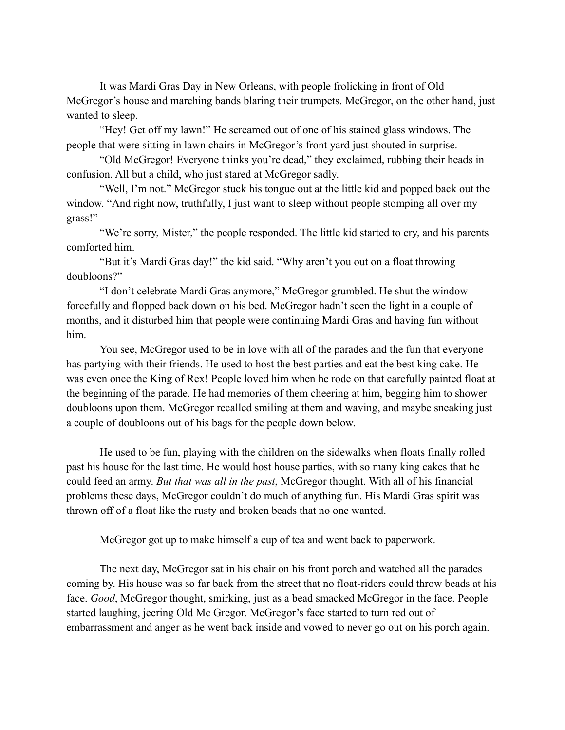It was Mardi Gras Day in New Orleans, with people frolicking in front of Old McGregor's house and marching bands blaring their trumpets. McGregor, on the other hand, just wanted to sleep.

"Hey! Get off my lawn!" He screamed out of one of his stained glass windows. The people that were sitting in lawn chairs in McGregor's front yard just shouted in surprise.

"Old McGregor! Everyone thinks you're dead," they exclaimed, rubbing their heads in confusion. All but a child, who just stared at McGregor sadly.

"Well, I'm not." McGregor stuck his tongue out at the little kid and popped back out the window. "And right now, truthfully, I just want to sleep without people stomping all over my grass!"

"We're sorry, Mister," the people responded. The little kid started to cry, and his parents comforted him.

"But it's Mardi Gras day!" the kid said. "Why aren't you out on a float throwing doubloons?"

"I don't celebrate Mardi Gras anymore," McGregor grumbled. He shut the window forcefully and flopped back down on his bed. McGregor hadn't seen the light in a couple of months, and it disturbed him that people were continuing Mardi Gras and having fun without him.

You see, McGregor used to be in love with all of the parades and the fun that everyone has partying with their friends. He used to host the best parties and eat the best king cake. He was even once the King of Rex! People loved him when he rode on that carefully painted float at the beginning of the parade. He had memories of them cheering at him, begging him to shower doubloons upon them. McGregor recalled smiling at them and waving, and maybe sneaking just a couple of doubloons out of his bags for the people down below.

He used to be fun, playing with the children on the sidewalks when floats finally rolled past his house for the last time. He would host house parties, with so many king cakes that he could feed an army. *But that was all in the past*, McGregor thought. With all of his financial problems these days, McGregor couldn't do much of anything fun. His Mardi Gras spirit was thrown off of a float like the rusty and broken beads that no one wanted.

McGregor got up to make himself a cup of tea and went back to paperwork.

The next day, McGregor sat in his chair on his front porch and watched all the parades coming by. His house was so far back from the street that no float-riders could throw beads at his face. *Good*, McGregor thought, smirking, just as a bead smacked McGregor in the face. People started laughing, jeering Old Mc Gregor. McGregor's face started to turn red out of embarrassment and anger as he went back inside and vowed to never go out on his porch again.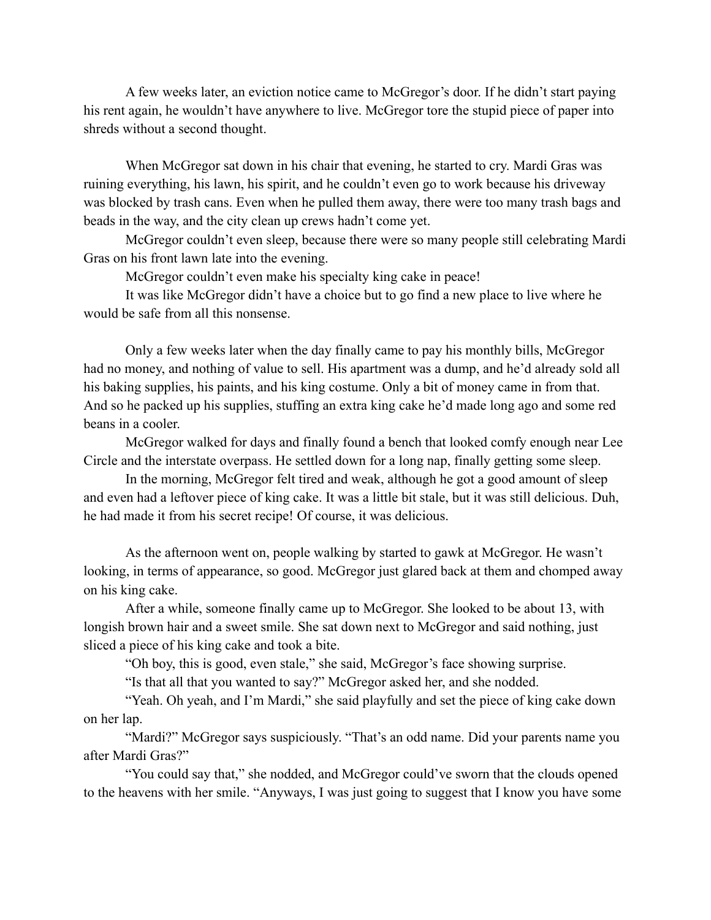A few weeks later, an eviction notice came to McGregor's door. If he didn't start paying his rent again, he wouldn't have anywhere to live. McGregor tore the stupid piece of paper into shreds without a second thought.

When McGregor sat down in his chair that evening, he started to cry. Mardi Gras was ruining everything, his lawn, his spirit, and he couldn't even go to work because his driveway was blocked by trash cans. Even when he pulled them away, there were too many trash bags and beads in the way, and the city clean up crews hadn't come yet.

McGregor couldn't even sleep, because there were so many people still celebrating Mardi Gras on his front lawn late into the evening.

McGregor couldn't even make his specialty king cake in peace!

It was like McGregor didn't have a choice but to go find a new place to live where he would be safe from all this nonsense.

Only a few weeks later when the day finally came to pay his monthly bills, McGregor had no money, and nothing of value to sell. His apartment was a dump, and he'd already sold all his baking supplies, his paints, and his king costume. Only a bit of money came in from that. And so he packed up his supplies, stuffing an extra king cake he'd made long ago and some red beans in a cooler.

McGregor walked for days and finally found a bench that looked comfy enough near Lee Circle and the interstate overpass. He settled down for a long nap, finally getting some sleep.

In the morning, McGregor felt tired and weak, although he got a good amount of sleep and even had a leftover piece of king cake. It was a little bit stale, but it was still delicious. Duh, he had made it from his secret recipe! Of course, it was delicious.

As the afternoon went on, people walking by started to gawk at McGregor. He wasn't looking, in terms of appearance, so good. McGregor just glared back at them and chomped away on his king cake.

After a while, someone finally came up to McGregor. She looked to be about 13, with longish brown hair and a sweet smile. She sat down next to McGregor and said nothing, just sliced a piece of his king cake and took a bite.

"Oh boy, this is good, even stale," she said, McGregor's face showing surprise.

"Is that all that you wanted to say?" McGregor asked her, and she nodded.

"Yeah. Oh yeah, and I'm Mardi," she said playfully and set the piece of king cake down on her lap.

"Mardi?" McGregor says suspiciously. "That's an odd name. Did your parents name you after Mardi Gras?"

"You could say that," she nodded, and McGregor could've sworn that the clouds opened to the heavens with her smile. "Anyways, I was just going to suggest that I know you have some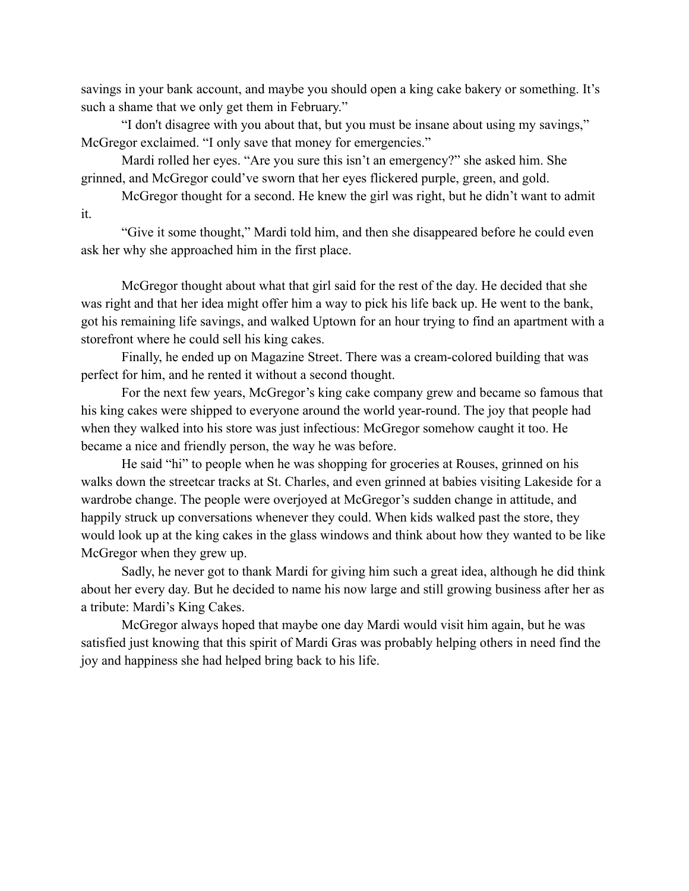savings in your bank account, and maybe you should open a king cake bakery or something. It's such a shame that we only get them in February."

"I don't disagree with you about that, but you must be insane about using my savings," McGregor exclaimed. "I only save that money for emergencies."

Mardi rolled her eyes. "Are you sure this isn't an emergency?" she asked him. She grinned, and McGregor could've sworn that her eyes flickered purple, green, and gold.

McGregor thought for a second. He knew the girl was right, but he didn't want to admit it.

"Give it some thought," Mardi told him, and then she disappeared before he could even ask her why she approached him in the first place.

McGregor thought about what that girl said for the rest of the day. He decided that she was right and that her idea might offer him a way to pick his life back up. He went to the bank, got his remaining life savings, and walked Uptown for an hour trying to find an apartment with a storefront where he could sell his king cakes.

Finally, he ended up on Magazine Street. There was a cream-colored building that was perfect for him, and he rented it without a second thought.

For the next few years, McGregor's king cake company grew and became so famous that his king cakes were shipped to everyone around the world year-round. The joy that people had when they walked into his store was just infectious: McGregor somehow caught it too. He became a nice and friendly person, the way he was before.

He said "hi" to people when he was shopping for groceries at Rouses, grinned on his walks down the streetcar tracks at St. Charles, and even grinned at babies visiting Lakeside for a wardrobe change. The people were overjoyed at McGregor's sudden change in attitude, and happily struck up conversations whenever they could. When kids walked past the store, they would look up at the king cakes in the glass windows and think about how they wanted to be like McGregor when they grew up.

Sadly, he never got to thank Mardi for giving him such a great idea, although he did think about her every day. But he decided to name his now large and still growing business after her as a tribute: Mardi's King Cakes.

McGregor always hoped that maybe one day Mardi would visit him again, but he was satisfied just knowing that this spirit of Mardi Gras was probably helping others in need find the joy and happiness she had helped bring back to his life.